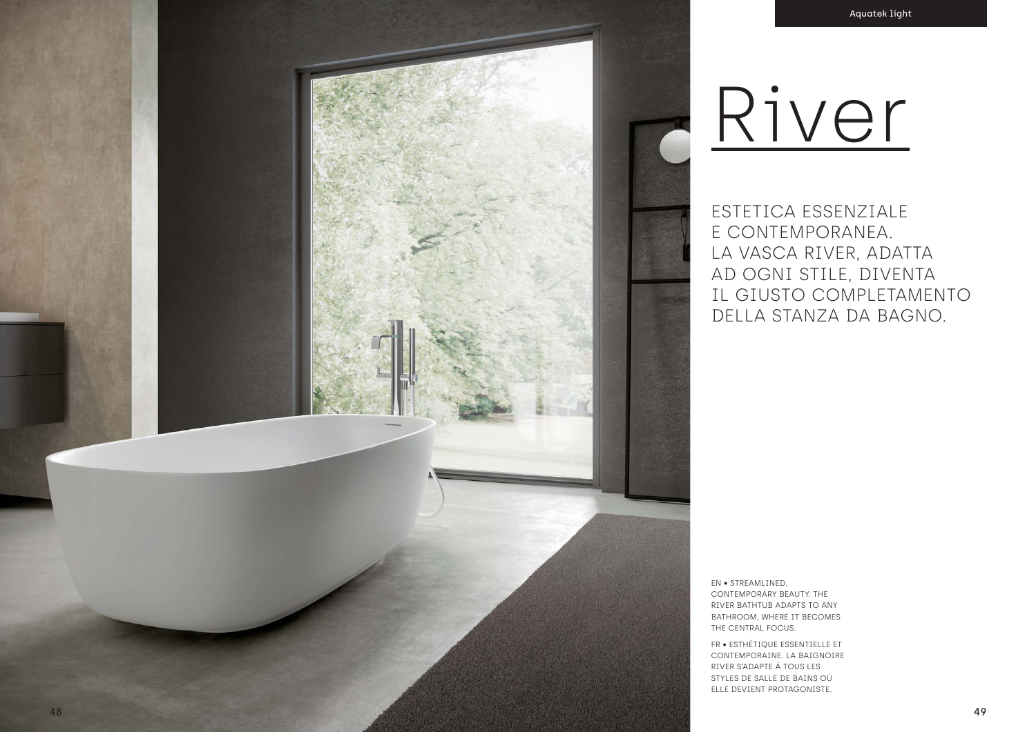# River

ESTETICA ESSENZIALE
E CONTEMPORANEA.
LA VASCA RIVER, ADATTA
AD OGNI STILE, DIVENTA
IL GIUSTO COMPLETAMENTO
DELLA STANZA DA BAGNO.

EN • STREAMLINED, CONTEMPORARY BEAUTY. THE RIVER BATHTUB ADAPTS TO ANY BATHROOM, WHERE IT BECOMES THE CENTRAL FOCUS.

FR • ESTHÉTIQUE ESSENTIELLE ET CONTEMPORAINE. LA BAIGNOIRE RIVER S'ADAPTE À TOUS LES STYLES DE SALLE DE BAINS OÙ ELLE DEVIENT PROTAGONISTE.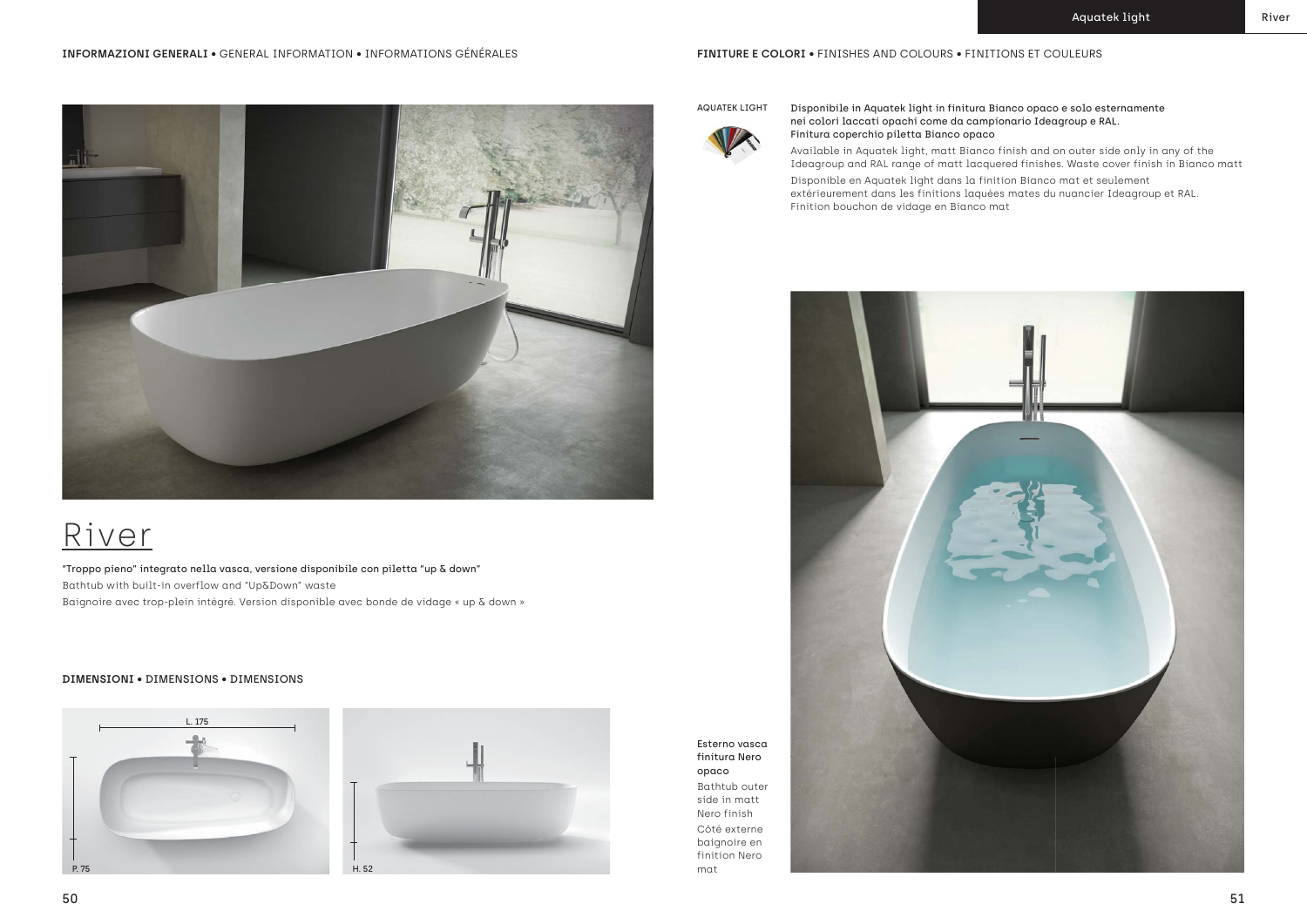**INFORMAZIONI GENERALI** • GENERAL INFORMATION • INFORMATIONS GÉNÉRALES

# River

"Troppo pieno" integrato nella vasca, versione disponibile con piletta "up & down"

Bathtub with built-in overflow and "Up&Down" waste

Baignoire avec trop-plein intégré. Version disponible avec bonde de vidage « up & down »

**DIMENSIONI** • DIMENSIONS • DIMENSIONS

L. 175

P. 75

H. 52

**FINITURE E COLORI** • FINISHES AND COLOURS • FINITIONS ET COULEURS

AQUATEK LIGHT

Disponibile in Aquatek light in finitura Bianco opaco e solo esternamente nei colori laccati opachi come da campionario Ideagroup e RAL.
Finitura coperchio piletta Bianco opaco

Available in Aquatek light, matt Bianco finish and on outer side only in any of the Ideagroup and RAL range of matt lacquered finishes. Waste cover finish in Bianco matt

Disponible en Aquatek light dans la finition Bianco mat et seulement extérieurement dans les finitions laquées mates du nuancier Ideagroup et RAL.
Finition bouchon de vidage en Bianco mat

Esterno vasca finitura Nero opaco

Bathtub outer side in matt Nero finish

Côté externe baignoire en finition Nero mat